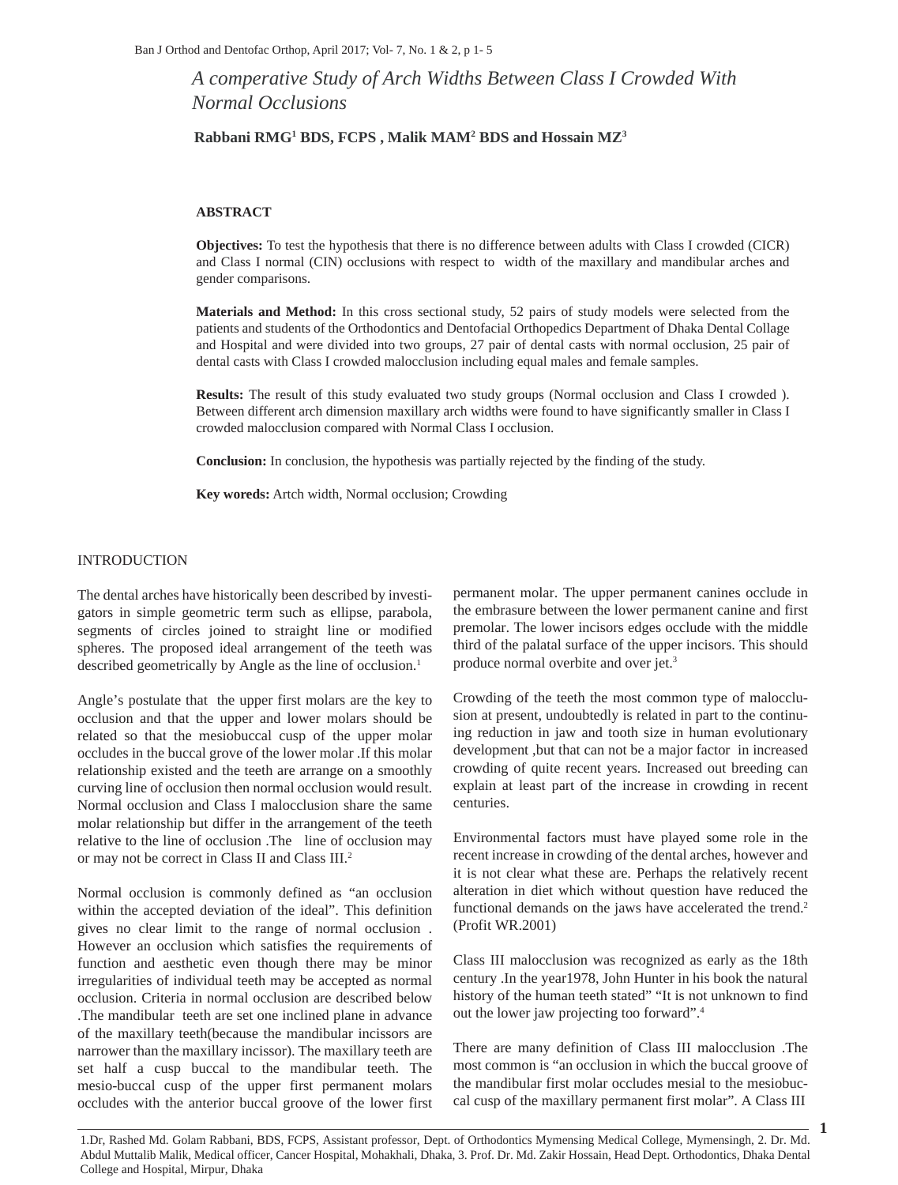# A comperative Study of Arch Widths Between Class I Crowded With Normal Occlusions

**Rabbani RMG[1] BDS, FCPS , Malik MAM[2] BDS and Hossain MZ[3]**

## ABSTRACT

**Objectives:** To test the hypothesis that there is no difference between adults with Class I crowded (CICR) and Class I normal (CIN) occlusions with respect to width of the maxillary and mandibular arches and gender comparisons.

**Materials and Method:** In this cross sectional study, 52 pairs of study models were selected from the patients and students of the Orthodontics and Dentofacial Orthopedics Department of Dhaka Dental Collage and Hospital and were divided into two groups, 27 pair of dental casts with normal occlusion, 25 pair of dental casts with Class I crowded malocclusion including equal males and female samples.

**Results:** The result of this study evaluated two study groups (Normal occlusion and Class I crowded ). Between different arch dimension maxillary arch widths were found to have significantly smaller in Class I crowded malocclusion compared with Normal Class I occlusion.

**Conclusion:** In conclusion, the hypothesis was partially rejected by the finding of the study.

**Key woreds:** Artch width, Normal occlusion; Crowding

## INTRODUCTION

The dental arches have historically been described by investigators in simple geometric term such as ellipse, parabola, segments of circles joined to straight line or modified spheres. The proposed ideal arrangement of the teeth was described geometrically by Angle as the line of occlusion.[1]

Angle's postulate that the upper first molars are the key to occlusion and that the upper and lower molars should be related so that the mesiobuccal cusp of the upper molar occludes in the buccal grove of the lower molar .If this molar relationship existed and the teeth are arrange on a smoothly curving line of occlusion then normal occlusion would result. Normal occlusion and Class I malocclusion share the same molar relationship but differ in the arrangement of the teeth relative to the line of occlusion .The line of occlusion may or may not be correct in Class II and Class III.[2]

Normal occlusion is commonly defined as "an occlusion within the accepted deviation of the ideal". This definition gives no clear limit to the range of normal occlusion . However an occlusion which satisfies the requirements of function and aesthetic even though there may be minor irregularities of individual teeth may be accepted as normal occlusion. Criteria in normal occlusion are described below .The mandibular teeth are set one inclined plane in advance of the maxillary teeth(because the mandibular incissors are narrower than the maxillary incissor). The maxillary teeth are set half a cusp buccal to the mandibular teeth. The mesio-buccal cusp of the upper first permanent molars occludes with the anterior buccal groove of the lower first permanent molar. The upper permanent canines occlude in the embrasure between the lower permanent canine and first premolar. The lower incisors edges occlude with the middle third of the palatal surface of the upper incisors. This should produce normal overbite and over jet.[3]

Crowding of the teeth the most common type of malocclusion at present, undoubtedly is related in part to the continuing reduction in jaw and tooth size in human evolutionary development ,but that can not be a major factor in increased crowding of quite recent years. Increased out breeding can explain at least part of the increase in crowding in recent centuries.

Environmental factors must have played some role in the recent increase in crowding of the dental arches, however and it is not clear what these are. Perhaps the relatively recent alteration in diet which without question have reduced the functional demands on the jaws have accelerated the trend.[2] (Profit WR.2001)

Class III malocclusion was recognized as early as the 18th century .In the year1978, John Hunter in his book the natural history of the human teeth stated" "It is not unknown to find out the lower jaw projecting too forward".[4]

There are many definition of Class III malocclusion .The most common is "an occlusion in which the buccal groove of the mandibular first molar occludes mesial to the mesiobuccal cusp of the maxillary permanent first molar". A Class III

---

1.Dr, Rashed Md. Golam Rabbani, BDS, FCPS, Assistant professor, Dept. of Orthodontics Mymensing Medical College, Mymensingh, 2. Dr. Md. Abdul Muttalib Malik, Medical officer, Cancer Hospital, Mohakhali, Dhaka, 3. Prof. Dr. Md. Zakir Hossain, Head Dept. Orthodontics, Dhaka Dental College and Hospital, Mirpur, Dhaka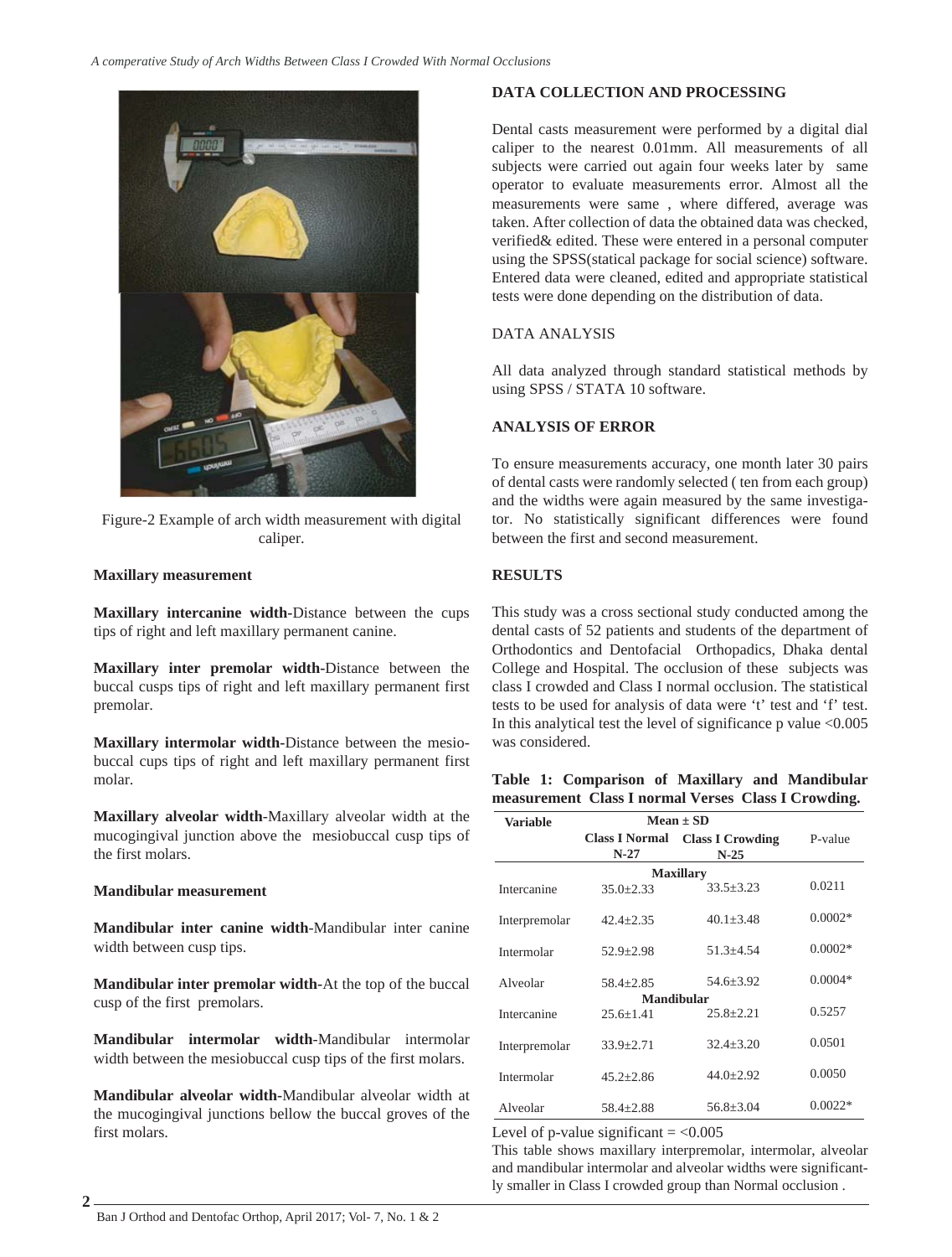Figure-2 Example of arch width measurement with digital caliper.

**Maxillary measurement**

**Maxillary intercanine width**-Distance between the cups tips of right and left maxillary permanent canine.

**Maxillary inter premolar width-**Distance between the buccal cusps tips of right and left maxillary permanent first premolar.

**Maxillary intermolar width-**Distance between the mesio-buccal cups tips of right and left maxillary permanent first molar.

**Maxillary alveolar width**-Maxillary alveolar width at the mucogingival junction above the mesiobuccal cusp tips of the first molars.

**Mandibular measurement**

**Mandibular inter canine width**-Mandibular inter canine width between cusp tips.

**Mandibular inter premolar width-**At the top of the buccal cusp of the first premolars.

**Mandibular intermolar width**-Mandibular intermolar width between the mesiobuccal cusp tips of the first molars.

**Mandibular alveolar width**-Mandibular alveolar width at the mucogingival junctions bellow the buccal groves of the first molars.

## DATA COLLECTION AND PROCESSING

Dental casts measurement were performed by a digital dial caliper to the nearest 0.01mm. All measurements of all subjects were carried out again four weeks later by same operator to evaluate measurements error. Almost all the measurements were same , where differed, average was taken. After collection of data the obtained data was checked, verified& edited. These were entered in a personal computer using the SPSS(statical package for social science) software. Entered data were cleaned, edited and appropriate statistical tests were done depending on the distribution of data.

## DATA ANALYSIS

All data analyzed through standard statistical methods by using SPSS / STATA 10 software.

## ANALYSIS OF ERROR

To ensure measurements accuracy, one month later 30 pairs of dental casts were randomly selected ( ten from each group) and the widths were again measured by the same investigator. No statistically significant differences were found between the first and second measurement.

## RESULTS

This study was a cross sectional study conducted among the dental casts of 52 patients and students of the department of Orthodontics and Dentofacial Orthopadics, Dhaka dental College and Hospital. The occlusion of these subjects was class I crowded and Class I normal occlusion. The statistical tests to be used for analysis of data were 't' test and 'f' test. In this analytical test the level of significance p value <0.005 was considered.

**Table 1: Comparison of Maxillary and Mandibular measurement Class I normal Verses Class I Crowding.**

| Variable | Mean ± SD | | P-value |
|---|---|---|---|
| | Class I Normal N-27 | Class I Crowding N-25 | |
| **Maxillary** | | | |
| Intercanine | 35.0±2.33 | 33.5±3.23 | 0.0211 |
| Interpremolar | 42.4±2.35 | 40.1±3.48 | 0.0002* |
| Intermolar | 52.9±2.98 | 51.3±4.54 | 0.0002* |
| Alveolar | 58.4±2.85 | 54.6±3.92 | 0.0004* |
| **Mandibular** | | | |
| Intercanine | 25.6±1.41 | 25.8±2.21 | 0.5257 |
| Interpremolar | 33.9±2.71 | 32.4±3.20 | 0.0501 |
| Intermolar | 45.2±2.86 | 44.0±2.92 | 0.0050 |
| Alveolar | 58.4±2.88 | 56.8±3.04 | 0.0022* |

Level of p-value significant = <0.005

This table shows maxillary interpremolar, intermolar, alveolar and mandibular intermolar and alveolar widths were significantly smaller in Class I crowded group than Normal occlusion .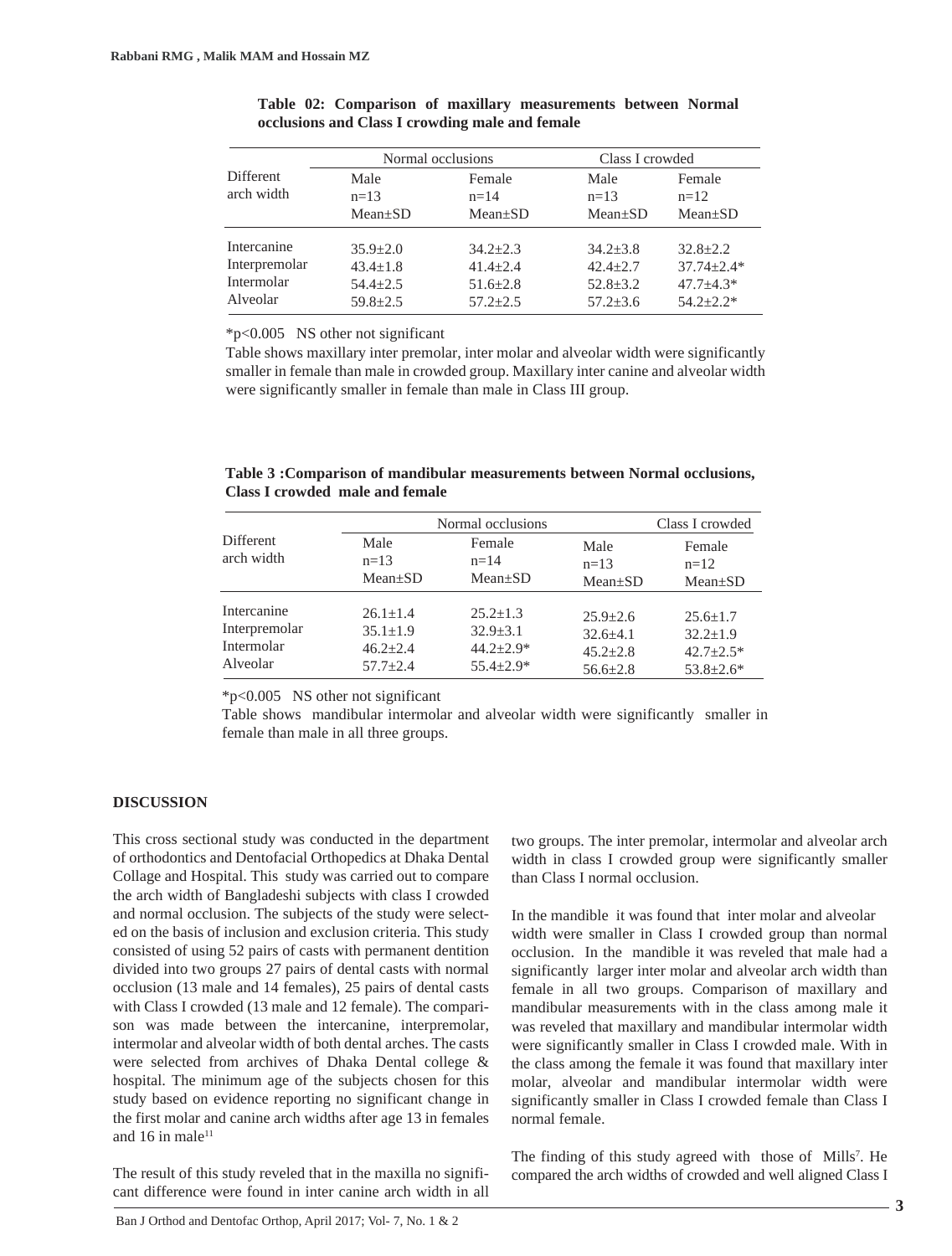**Table 02: Comparison of maxillary measurements between Normal occlusions and Class I crowding male and female**

| Different arch width | Normal occlusions | | Class I crowded | |
|---|---|---|---|---|
| | Male n=13 Mean±SD | Female n=14 Mean±SD | Male n=13 Mean±SD | Female n=12 Mean±SD |
| Intercanine | 35.9±2.0 | 34.2±2.3 | 34.2±3.8 | 32.8±2.2 |
| Interpremolar | 43.4±1.8 | 41.4±2.4 | 42.4±2.7 | 37.74±2.4* |
| Intermolar | 54.4±2.5 | 51.6±2.8 | 52.8±3.2 | 47.7±4.3* |
| Alveolar | 59.8±2.5 | 57.2±2.5 | 57.2±3.6 | 54.2±2.2* |

*p<0.005 NS other not significant

Table shows maxillary inter premolar, inter molar and alveolar width were significantly smaller in female than male in crowded group. Maxillary inter canine and alveolar width were significantly smaller in female than male in Class III group.

**Table 3 :Comparison of mandibular measurements between Normal occlusions, Class I crowded male and female**

| Different arch width | Normal occlusions | | Class I crowded | |
|---|---|---|---|---|
| | Male n=13 Mean±SD | Female n=14 Mean±SD | Male n=13 Mean±SD | Female n=12 Mean±SD |
| Intercanine | 26.1±1.4 | 25.2±1.3 | 25.9±2.6 | 25.6±1.7 |
| Interpremolar | 35.1±1.9 | 32.9±3.1 | 32.6±4.1 | 32.2±1.9 |
| Intermolar | 46.2±2.4 | 44.2±2.9* | 45.2±2.8 | 42.7±2.5* |
| Alveolar | 57.7±2.4 | 55.4±2.9* | 56.6±2.8 | 53.8±2.6* |

*p<0.005 NS other not significant

Table shows mandibular intermolar and alveolar width were significantly smaller in female than male in all three groups.

## DISCUSSION

This cross sectional study was conducted in the department of orthodontics and Dentofacial Orthopedics at Dhaka Dental Collage and Hospital. This study was carried out to compare the arch width of Bangladeshi subjects with class I crowded and normal occlusion. The subjects of the study were selected on the basis of inclusion and exclusion criteria. This study consisted of using 52 pairs of casts with permanent dentition divided into two groups 27 pairs of dental casts with normal occlusion (13 male and 14 females), 25 pairs of dental casts with Class I crowded (13 male and 12 female). The comparison was made between the intercanine, interpremolar, intermolar and alveolar width of both dental arches. The casts were selected from archives of Dhaka Dental college & hospital. The minimum age of the subjects chosen for this study based on evidence reporting no significant change in the first molar and canine arch widths after age 13 in females and 16 in male[11]

The result of this study reveled that in the maxilla no significant difference were found in inter canine arch width in all two groups. The inter premolar, intermolar and alveolar arch width in class I crowded group were significantly smaller than Class I normal occlusion.

In the mandible it was found that inter molar and alveolar width were smaller in Class I crowded group than normal occlusion. In the mandible it was reveled that male had a significantly larger inter molar and alveolar arch width than female in all two groups. Comparison of maxillary and mandibular measurements with in the class among male it was reveled that maxillary and mandibular intermolar width were significantly smaller in Class I crowded male. With in the class among the female it was found that maxillary inter molar, alveolar and mandibular intermolar width were significantly smaller in Class I crowded female than Class I normal female.

The finding of this study agreed with those of Mills[7]. He compared the arch widths of crowded and well aligned Class I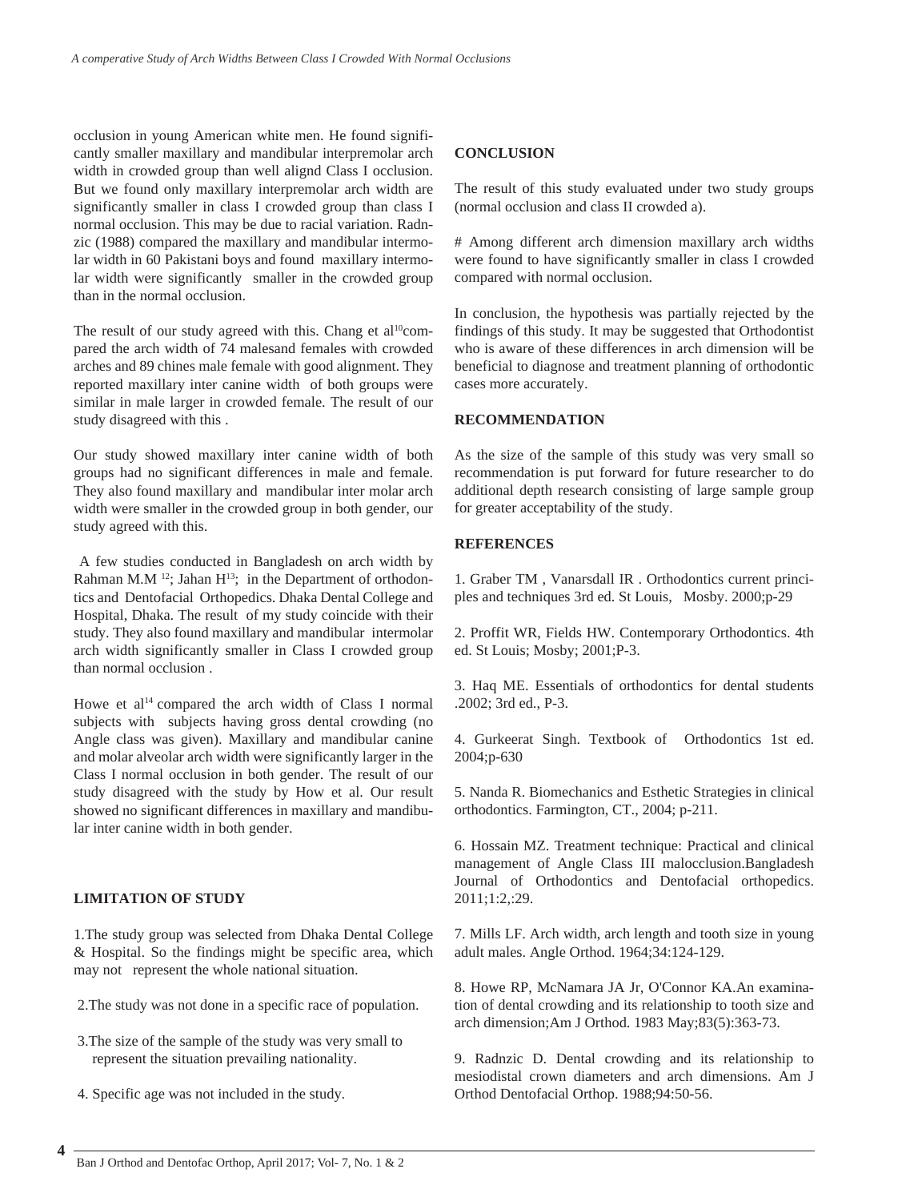occlusion in young American white men. He found significantly smaller maxillary and mandibular interpremolar arch width in crowded group than well alignd Class I occlusion. But we found only maxillary interpremolar arch width are significantly smaller in class I crowded group than class I normal occlusion. This may be due to racial variation. Radnzic (1988) compared the maxillary and mandibular intermolar width in 60 Pakistani boys and found maxillary intermolar width were significantly smaller in the crowded group than in the normal occlusion.

The result of our study agreed with this. Chang et al[10]compared the arch width of 74 malesand females with crowded arches and 89 chines male female with good alignment. They reported maxillary inter canine width of both groups were similar in male larger in crowded female. The result of our study disagreed with this .

Our study showed maxillary inter canine width of both groups had no significant differences in male and female. They also found maxillary and mandibular inter molar arch width were smaller in the crowded group in both gender, our study agreed with this.

A few studies conducted in Bangladesh on arch width by Rahman M.M [12]; Jahan H[13]; in the Department of orthodontics and Dentofacial Orthopedics. Dhaka Dental College and Hospital, Dhaka. The result of my study coincide with their study. They also found maxillary and mandibular intermolar arch width significantly smaller in Class I crowded group than normal occlusion .

Howe et al[14] compared the arch width of Class I normal subjects with subjects having gross dental crowding (no Angle class was given). Maxillary and mandibular canine and molar alveolar arch width were significantly larger in the Class I normal occlusion in both gender. The result of our study disagreed with the study by How et al. Our result showed no significant differences in maxillary and mandibular inter canine width in both gender.

## LIMITATION OF STUDY

1.The study group was selected from Dhaka Dental College & Hospital. So the findings might be specific area, which may not represent the whole national situation.

2.The study was not done in a specific race of population.

3.The size of the sample of the study was very small to represent the situation prevailing nationality.

4. Specific age was not included in the study.

## CONCLUSION

The result of this study evaluated under two study groups (normal occlusion and class II crowded a).

# Among different arch dimension maxillary arch widths were found to have significantly smaller in class I crowded compared with normal occlusion.

In conclusion, the hypothesis was partially rejected by the findings of this study. It may be suggested that Orthodontist who is aware of these differences in arch dimension will be beneficial to diagnose and treatment planning of orthodontic cases more accurately.

## RECOMMENDATION

As the size of the sample of this study was very small so recommendation is put forward for future researcher to do additional depth research consisting of large sample group for greater acceptability of the study.

## REFERENCES

1. Graber TM , Vanarsdall IR . Orthodontics current principles and techniques 3rd ed. St Louis, Mosby. 2000;p-29

2. Proffit WR, Fields HW. Contemporary Orthodontics. 4th ed. St Louis; Mosby; 2001;P-3.

3. Haq ME. Essentials of orthodontics for dental students .2002; 3rd ed., P-3.

4. Gurkeerat Singh. Textbook of Orthodontics 1st ed. 2004;p-630

5. Nanda R. Biomechanics and Esthetic Strategies in clinical orthodontics. Farmington, CT., 2004; p-211.

6. Hossain MZ. Treatment technique: Practical and clinical management of Angle Class III malocclusion.Bangladesh Journal of Orthodontics and Dentofacial orthopedics. 2011;1:2,:29.

7. Mills LF. Arch width, arch length and tooth size in young adult males. Angle Orthod. 1964;34:124-129.

8. Howe RP, McNamara JA Jr, O'Connor KA.An examination of dental crowding and its relationship to tooth size and arch dimension;Am J Orthod. 1983 May;83(5):363-73.

9. Radnzic D. Dental crowding and its relationship to mesiodistal crown diameters and arch dimensions. Am J Orthod Dentofacial Orthop. 1988;94:50-56.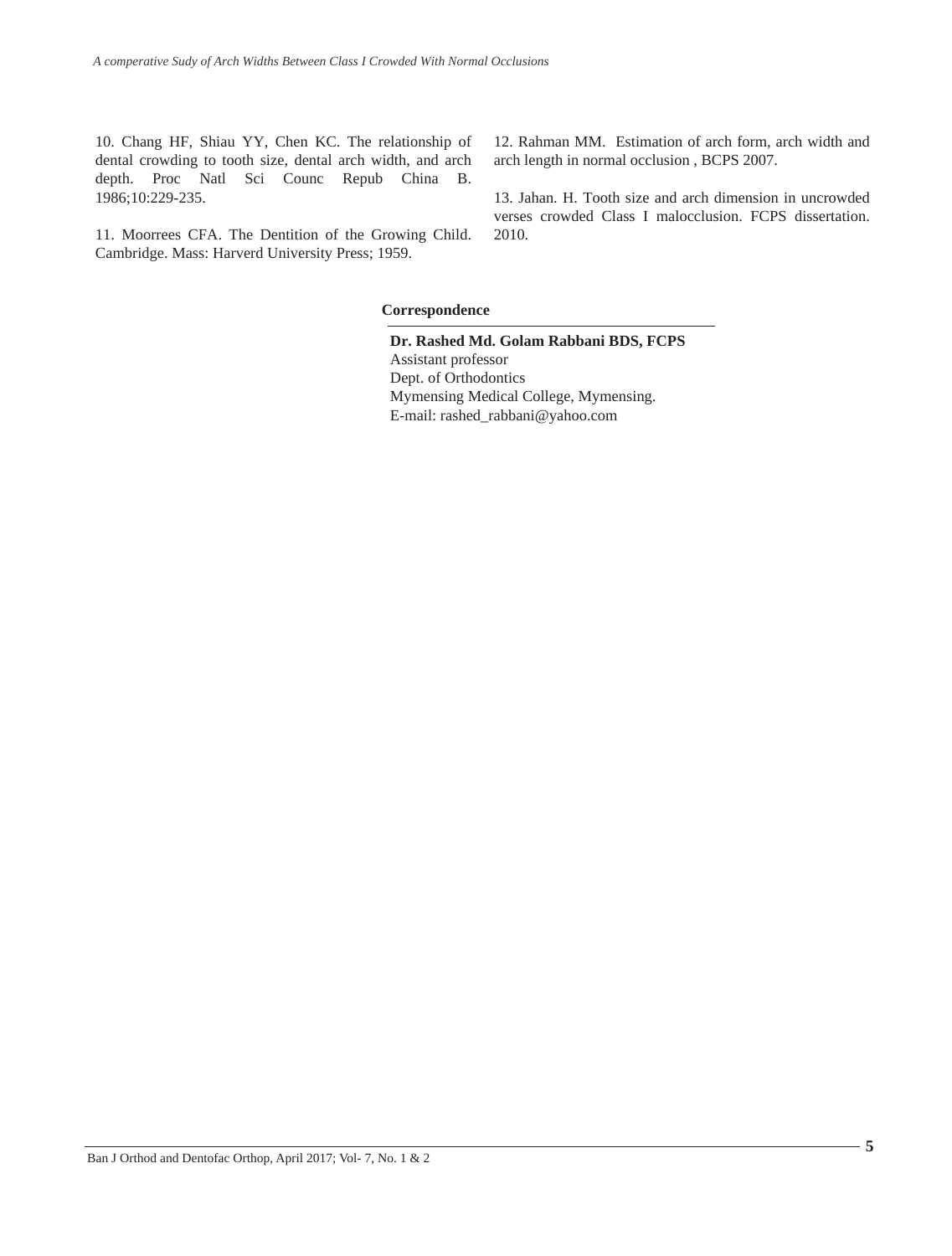10. Chang HF, Shiau YY, Chen KC. The relationship of dental crowding to tooth size, dental arch width, and arch depth. Proc Natl Sci Counc Repub China B. 1986;10:229-235.

11. Moorrees CFA. The Dentition of the Growing Child. Cambridge. Mass: Harverd University Press; 1959.

12. Rahman MM. Estimation of arch form, arch width and arch length in normal occlusion , BCPS 2007.

13. Jahan. H. Tooth size and arch dimension in uncrowded verses crowded Class I malocclusion. FCPS dissertation. 2010.

**Correspondence**

**Dr. Rashed Md. Golam Rabbani BDS, FCPS**
Assistant professor
Dept. of Orthodontics
Mymensing Medical College, Mymensing.
E-mail: rashed_rabbani@yahoo.com